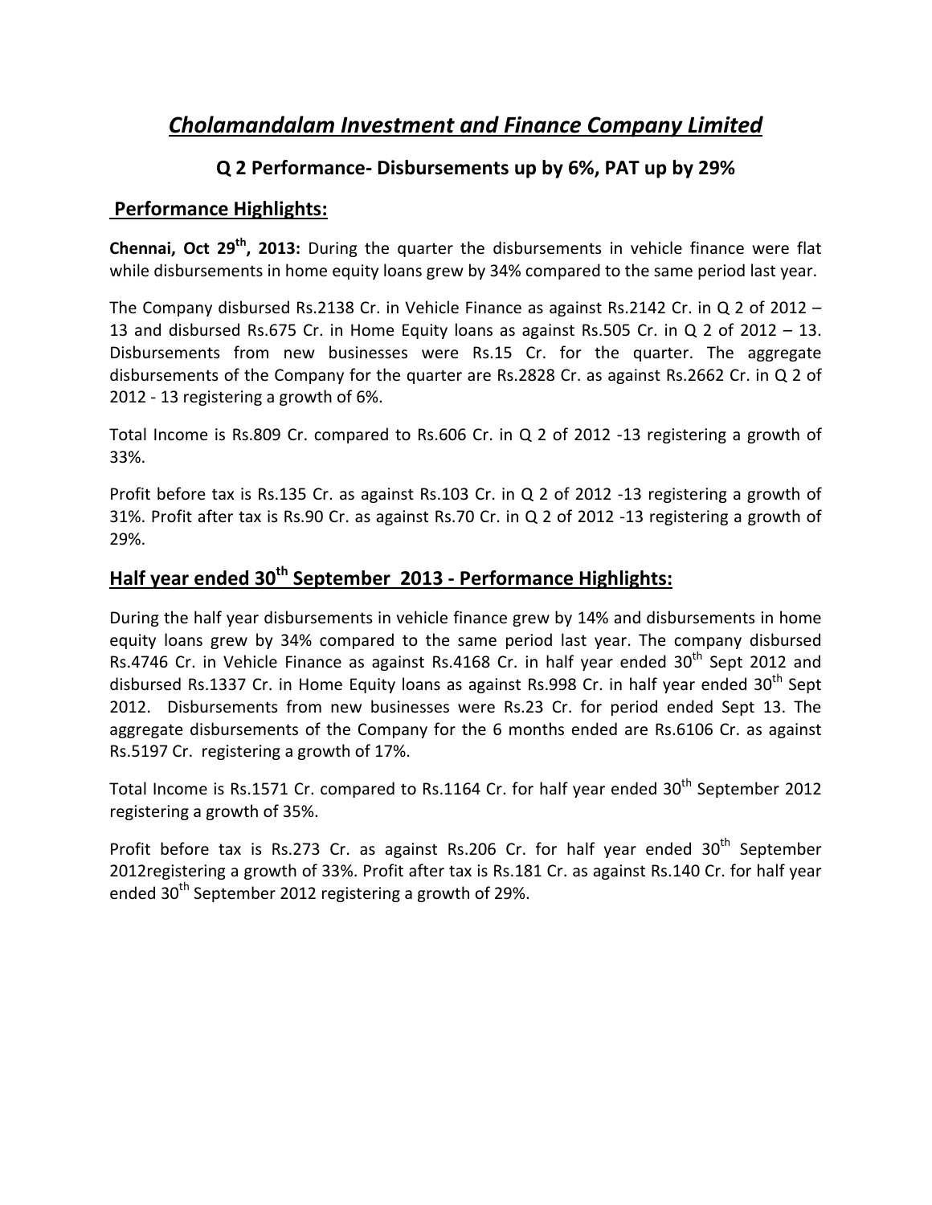# *Cholamandalam Investment and Finance Company Limited*

## Q 2 Performance- Disbursements up by 6%, PAT up by 29%

## Performance Highlights:

**Chennai, Oct 29th, 2013:** During the quarter the disbursements in vehicle finance were flat while disbursements in home equity loans grew by 34% compared to the same period last year.

The Company disbursed Rs.2138 Cr. in Vehicle Finance as against Rs.2142 Cr. in Q 2 of 2012 – 13 and disbursed Rs.675 Cr. in Home Equity loans as against Rs.505 Cr. in Q 2 of 2012 – 13. Disbursements from new businesses were Rs.15 Cr. for the quarter. The aggregate disbursements of the Company for the quarter are Rs.2828 Cr. as against Rs.2662 Cr. in Q 2 of 2012 - 13 registering a growth of 6%.

Total Income is Rs.809 Cr. compared to Rs.606 Cr. in Q 2 of 2012 -13 registering a growth of 33%.

Profit before tax is Rs.135 Cr. as against Rs.103 Cr. in Q 2 of 2012 -13 registering a growth of 31%. Profit after tax is Rs.90 Cr. as against Rs.70 Cr. in Q 2 of 2012 -13 registering a growth of 29%.

## Half year ended 30th September 2013 - Performance Highlights:

During the half year disbursements in vehicle finance grew by 14% and disbursements in home equity loans grew by 34% compared to the same period last year. The company disbursed Rs.4746 Cr. in Vehicle Finance as against Rs.4168 Cr. in half year ended 30th Sept 2012 and disbursed Rs.1337 Cr. in Home Equity loans as against Rs.998 Cr. in half year ended 30th Sept 2012. Disbursements from new businesses were Rs.23 Cr. for period ended Sept 13. The aggregate disbursements of the Company for the 6 months ended are Rs.6106 Cr. as against Rs.5197 Cr. registering a growth of 17%.

Total Income is Rs.1571 Cr. compared to Rs.1164 Cr. for half year ended 30th September 2012 registering a growth of 35%.

Profit before tax is Rs.273 Cr. as against Rs.206 Cr. for half year ended 30th September 2012registering a growth of 33%. Profit after tax is Rs.181 Cr. as against Rs.140 Cr. for half year ended 30th September 2012 registering a growth of 29%.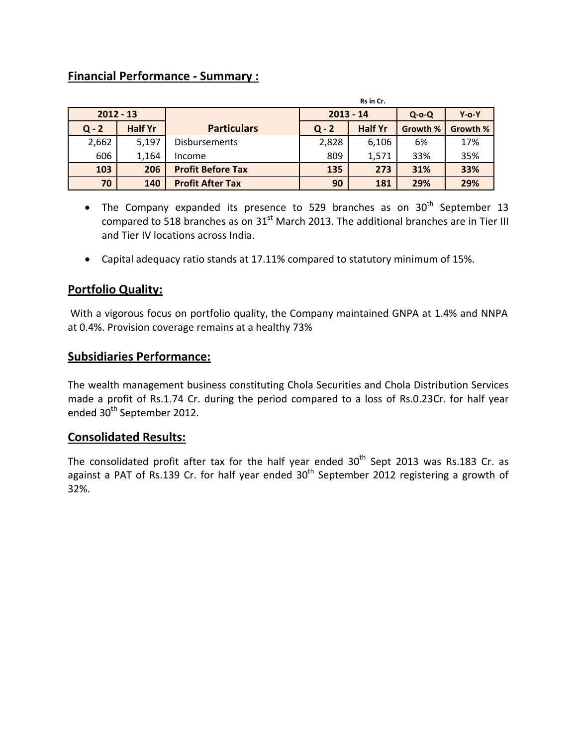## Financial Performance - Summary :

Rs in Cr.

| 2012 - 13 | | Particulars | 2013 - 14 | | Q-o-Q | Y-o-Y |
|---|---|---|---|---|---|---|
| Q - 2 | Half Yr | | Q - 2 | Half Yr | Growth % | Growth % |
| 2,662 | 5,197 | Disbursements | 2,828 | 6,106 | 6% | 17% |
| 606 | 1,164 | Income | 809 | 1,571 | 33% | 35% |
| **103** | **206** | **Profit Before Tax** | **135** | **273** | **31%** | **33%** |
| **70** | **140** | **Profit After Tax** | **90** | **181** | **29%** | **29%** |

- The Company expanded its presence to 529 branches as on 30th September 13 compared to 518 branches as on 31st March 2013. The additional branches are in Tier III and Tier IV locations across India.
- Capital adequacy ratio stands at 17.11% compared to statutory minimum of 15%.

## Portfolio Quality:

With a vigorous focus on portfolio quality, the Company maintained GNPA at 1.4% and NNPA at 0.4%. Provision coverage remains at a healthy 73%

## Subsidiaries Performance:

The wealth management business constituting Chola Securities and Chola Distribution Services made a profit of Rs.1.74 Cr. during the period compared to a loss of Rs.0.23Cr. for half year ended 30th September 2012.

## Consolidated Results:

The consolidated profit after tax for the half year ended 30th Sept 2013 was Rs.183 Cr. as against a PAT of Rs.139 Cr. for half year ended 30th September 2012 registering a growth of 32%.